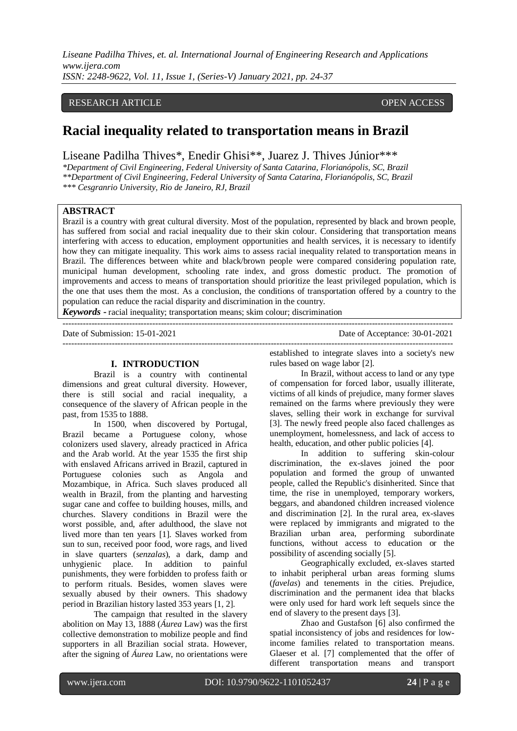RESEARCH ARTICLE OPEN ACCESS

# Racial inequality related to transportation means in Brazil

Liseane Padilha Thives*, Enedir Ghisi**, Juarez J. Thives Júnior***

*Department of Civil Engineering, Federal University of Santa Catarina, Florianópolis, SC, Brazil
**Department of Civil Engineering, Federal University of Santa Catarina, Florianópolis, SC, Brazil
*** Cesgranrio University, Rio de Janeiro, RJ, Brazil

## ABSTRACT

Brazil is a country with great cultural diversity. Most of the population, represented by black and brown people, has suffered from social and racial inequality due to their skin colour. Considering that transportation means interfering with access to education, employment opportunities and health services, it is necessary to identify how they can mitigate inequality. This work aims to assess racial inequality related to transportation means in Brazil. The differences between white and black/brown people were compared considering population rate, municipal human development, schooling rate index, and gross domestic product. The promotion of improvements and access to means of transportation should prioritize the least privileged population, which is the one that uses them the most. As a conclusion, the conditions of transportation offered by a country to the population can reduce the racial disparity and discrimination in the country.

***Keywords*** **-** racial inequality; transportation means; skim colour; discrimination

Date of Submission: 15-01-2021 Date of Acceptance: 30-01-2021

## I. INTRODUCTION

Brazil is a country with continental dimensions and great cultural diversity. However, there is still social and racial inequality, a consequence of the slavery of African people in the past, from 1535 to 1888.

In 1500, when discovered by Portugal, Brazil became a Portuguese colony, whose colonizers used slavery, already practiced in Africa and the Arab world. At the year 1535 the first ship with enslaved Africans arrived in Brazil, captured in Portuguese colonies such as Angola and Mozambique, in Africa. Such slaves produced all wealth in Brazil, from the planting and harvesting sugar cane and coffee to building houses, mills, and churches. Slavery conditions in Brazil were the worst possible, and, after adulthood, the slave not lived more than ten years [1]. Slaves worked from sun to sun, received poor food, wore rags, and lived in slave quarters (*senzalas*), a dark, damp and unhygienic place. In addition to painful punishments, they were forbidden to profess faith or to perform rituals. Besides, women slaves were sexually abused by their owners. This shadowy period in Brazilian history lasted 353 years [1, 2].

The campaign that resulted in the slavery abolition on May 13, 1888 (*Áurea* Law) was the first collective demonstration to mobilize people and find supporters in all Brazilian social strata. However, after the signing of *Áurea* Law, no orientations were established to integrate slaves into a society's new rules based on wage labor [2].

In Brazil, without access to land or any type of compensation for forced labor, usually illiterate, victims of all kinds of prejudice, many former slaves remained on the farms where previously they were slaves, selling their work in exchange for survival [3]. The newly freed people also faced challenges as unemployment, homelessness, and lack of access to health, education, and other public policies [4].

In addition to suffering skin-colour discrimination, the ex-slaves joined the poor population and formed the group of unwanted people, called the Republic's disinherited. Since that time, the rise in unemployed, temporary workers, beggars, and abandoned children increased violence and discrimination [2]. In the rural area, ex-slaves were replaced by immigrants and migrated to the Brazilian urban area, performing subordinate functions, without access to education or the possibility of ascending socially [5].

Geographically excluded, ex-slaves started to inhabit peripheral urban areas forming slums (*favelas*) and tenements in the cities. Prejudice, discrimination and the permanent idea that blacks were only used for hard work left sequels since the end of slavery to the present days [3].

Zhao and Gustafson [6] also confirmed the spatial inconsistency of jobs and residences for low-income families related to transportation means. Glaeser et al. [7] complemented that the offer of different transportation means and transport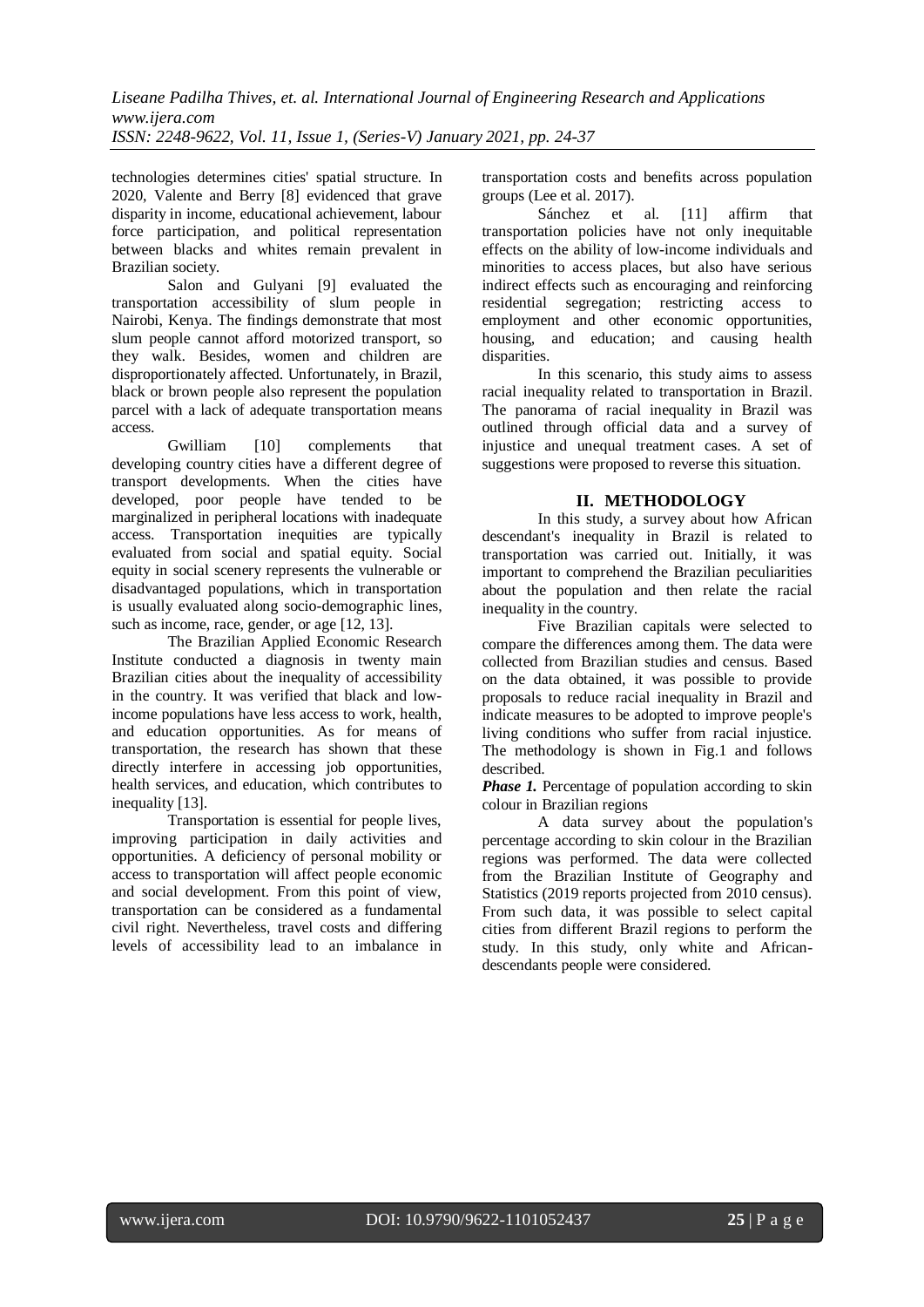technologies determines cities' spatial structure. In 2020, Valente and Berry [8] evidenced that grave disparity in income, educational achievement, labour force participation, and political representation between blacks and whites remain prevalent in Brazilian society.

Salon and Gulyani [9] evaluated the transportation accessibility of slum people in Nairobi, Kenya. The findings demonstrate that most slum people cannot afford motorized transport, so they walk. Besides, women and children are disproportionately affected. Unfortunately, in Brazil, black or brown people also represent the population parcel with a lack of adequate transportation means access.

Gwilliam [10] complements that developing country cities have a different degree of transport developments. When the cities have developed, poor people have tended to be marginalized in peripheral locations with inadequate access. Transportation inequities are typically evaluated from social and spatial equity. Social equity in social scenery represents the vulnerable or disadvantaged populations, which in transportation is usually evaluated along socio-demographic lines, such as income, race, gender, or age [12, 13].

The Brazilian Applied Economic Research Institute conducted a diagnosis in twenty main Brazilian cities about the inequality of accessibility in the country. It was verified that black and low-income populations have less access to work, health, and education opportunities. As for means of transportation, the research has shown that these directly interfere in accessing job opportunities, health services, and education, which contributes to inequality [13].

Transportation is essential for people lives, improving participation in daily activities and opportunities. A deficiency of personal mobility or access to transportation will affect people economic and social development. From this point of view, transportation can be considered as a fundamental civil right. Nevertheless, travel costs and differing levels of accessibility lead to an imbalance in transportation costs and benefits across population groups (Lee et al. 2017).

Sánchez et al. [11] affirm that transportation policies have not only inequitable effects on the ability of low-income individuals and minorities to access places, but also have serious indirect effects such as encouraging and reinforcing residential segregation; restricting access to employment and other economic opportunities, housing, and education; and causing health disparities.

In this scenario, this study aims to assess racial inequality related to transportation in Brazil. The panorama of racial inequality in Brazil was outlined through official data and a survey of injustice and unequal treatment cases. A set of suggestions were proposed to reverse this situation.

## II. METHODOLOGY

In this study, a survey about how African descendant's inequality in Brazil is related to transportation was carried out. Initially, it was important to comprehend the Brazilian peculiarities about the population and then relate the racial inequality in the country.

Five Brazilian capitals were selected to compare the differences among them. The data were collected from Brazilian studies and census. Based on the data obtained, it was possible to provide proposals to reduce racial inequality in Brazil and indicate measures to be adopted to improve people's living conditions who suffer from racial injustice. The methodology is shown in Fig.1 and follows described.

***Phase 1.*** Percentage of population according to skin colour in Brazilian regions

A data survey about the population's percentage according to skin colour in the Brazilian regions was performed. The data were collected from the Brazilian Institute of Geography and Statistics (2019 reports projected from 2010 census). From such data, it was possible to select capital cities from different Brazil regions to perform the study. In this study, only white and African-descendants people were considered.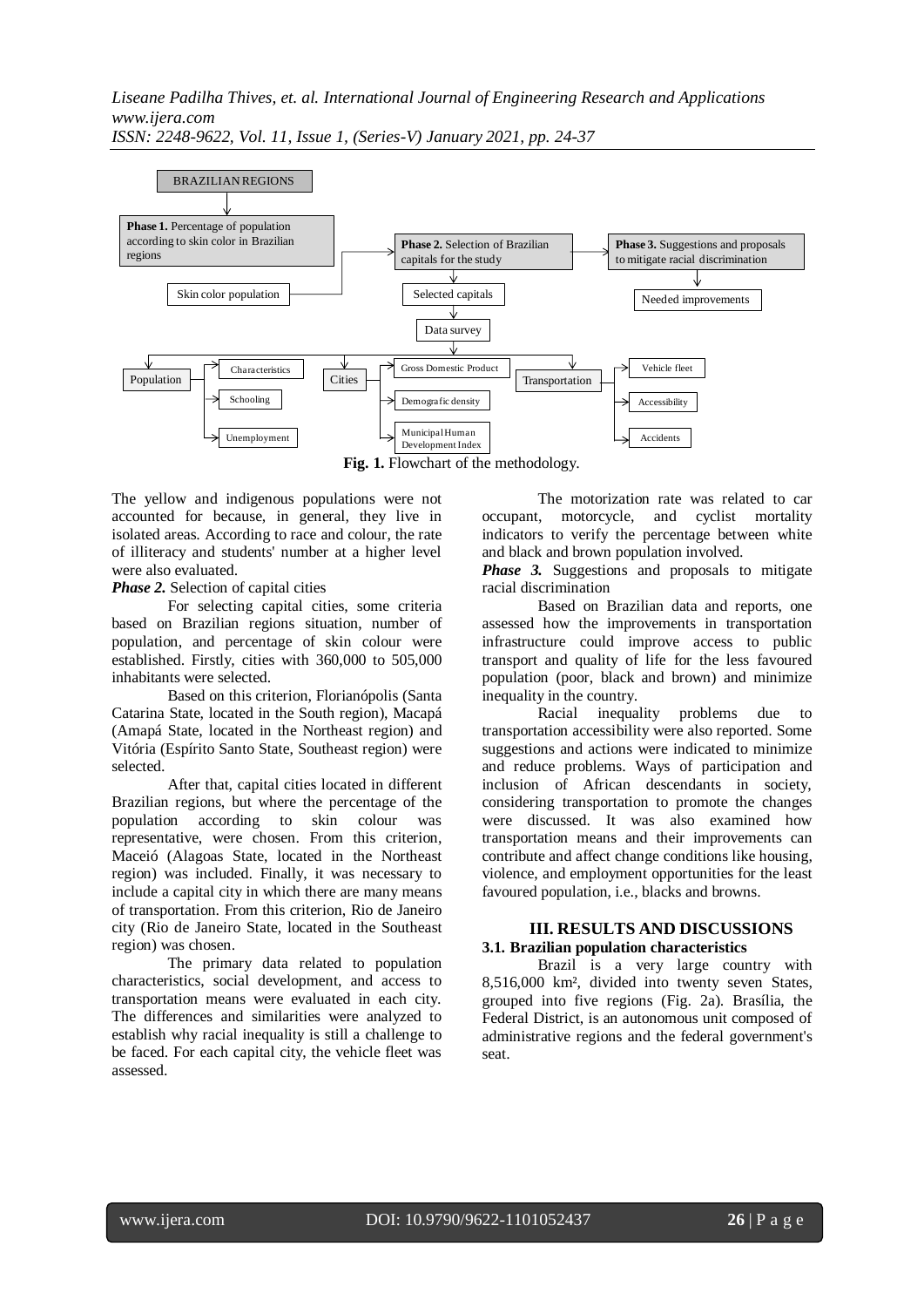**Fig. 1.** Flowchart of the methodology.

The yellow and indigenous populations were not accounted for because, in general, they live in isolated areas. According to race and colour, the rate of illiteracy and students' number at a higher level were also evaluated.

***Phase 2.*** Selection of capital cities

For selecting capital cities, some criteria based on Brazilian regions situation, number of population, and percentage of skin colour were established. Firstly, cities with 360,000 to 505,000 inhabitants were selected.

Based on this criterion, Florianópolis (Santa Catarina State, located in the South region), Macapá (Amapá State, located in the Northeast region) and Vitória (Espírito Santo State, Southeast region) were selected.

After that, capital cities located in different Brazilian regions, but where the percentage of the population according to skin colour was representative, were chosen. From this criterion, Maceió (Alagoas State, located in the Northeast region) was included. Finally, it was necessary to include a capital city in which there are many means of transportation. From this criterion, Rio de Janeiro city (Rio de Janeiro State, located in the Southeast region) was chosen.

The primary data related to population characteristics, social development, and access to transportation means were evaluated in each city. The differences and similarities were analyzed to establish why racial inequality is still a challenge to be faced. For each capital city, the vehicle fleet was assessed.

The motorization rate was related to car occupant, motorcycle, and cyclist mortality indicators to verify the percentage between white and black and brown population involved.

***Phase 3.*** Suggestions and proposals to mitigate racial discrimination

Based on Brazilian data and reports, one assessed how the improvements in transportation infrastructure could improve access to public transport and quality of life for the less favoured population (poor, black and brown) and minimize inequality in the country.

Racial inequality problems due to transportation accessibility were also reported. Some suggestions and actions were indicated to minimize and reduce problems. Ways of participation and inclusion of African descendants in society, considering transportation to promote the changes were discussed. It was also examined how transportation means and their improvements can contribute and affect change conditions like housing, violence, and employment opportunities for the least favoured population, i.e., blacks and browns.

## III. RESULTS AND DISCUSSIONS

### 3.1. Brazilian population characteristics

Brazil is a very large country with 8,516,000 km², divided into twenty seven States, grouped into five regions (Fig. 2a). Brasília, the Federal District, is an autonomous unit composed of administrative regions and the federal government's seat.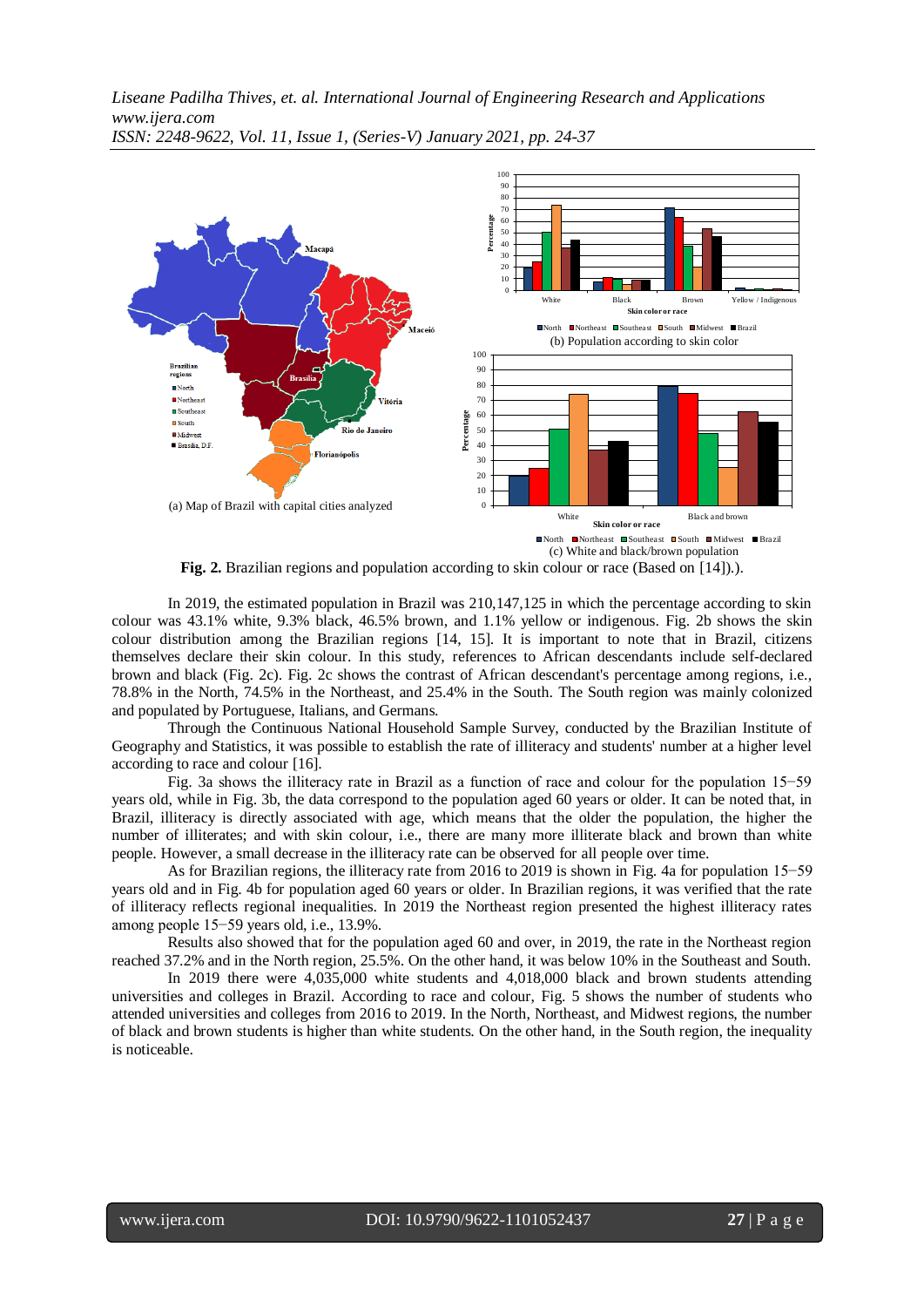**Fig. 2.** Brazilian regions and population according to skin colour or race (Based on [14]).).

In 2019, the estimated population in Brazil was 210,147,125 in which the percentage according to skin colour was 43.1% white, 9.3% black, 46.5% brown, and 1.1% yellow or indigenous. Fig. 2b shows the skin colour distribution among the Brazilian regions [14, 15]. It is important to note that in Brazil, citizens themselves declare their skin colour. In this study, references to African descendants include self-declared brown and black (Fig. 2c). Fig. 2c shows the contrast of African descendant's percentage among regions, i.e., 78.8% in the North, 74.5% in the Northeast, and 25.4% in the South. The South region was mainly colonized and populated by Portuguese, Italians, and Germans.

Through the Continuous National Household Sample Survey, conducted by the Brazilian Institute of Geography and Statistics, it was possible to establish the rate of illiteracy and students' number at a higher level according to race and colour [16].

Fig. 3a shows the illiteracy rate in Brazil as a function of race and colour for the population 15−59 years old, while in Fig. 3b, the data correspond to the population aged 60 years or older. It can be noted that, in Brazil, illiteracy is directly associated with age, which means that the older the population, the higher the number of illiterates; and with skin colour, i.e., there are many more illiterate black and brown than white people. However, a small decrease in the illiteracy rate can be observed for all people over time.

As for Brazilian regions, the illiteracy rate from 2016 to 2019 is shown in Fig. 4a for population 15−59 years old and in Fig. 4b for population aged 60 years or older. In Brazilian regions, it was verified that the rate of illiteracy reflects regional inequalities. In 2019 the Northeast region presented the highest illiteracy rates among people 15−59 years old, i.e., 13.9%.

Results also showed that for the population aged 60 and over, in 2019, the rate in the Northeast region reached 37.2% and in the North region, 25.5%. On the other hand, it was below 10% in the Southeast and South.

In 2019 there were 4,035,000 white students and 4,018,000 black and brown students attending universities and colleges in Brazil. According to race and colour, Fig. 5 shows the number of students who attended universities and colleges from 2016 to 2019. In the North, Northeast, and Midwest regions, the number of black and brown students is higher than white students. On the other hand, in the South region, the inequality is noticeable.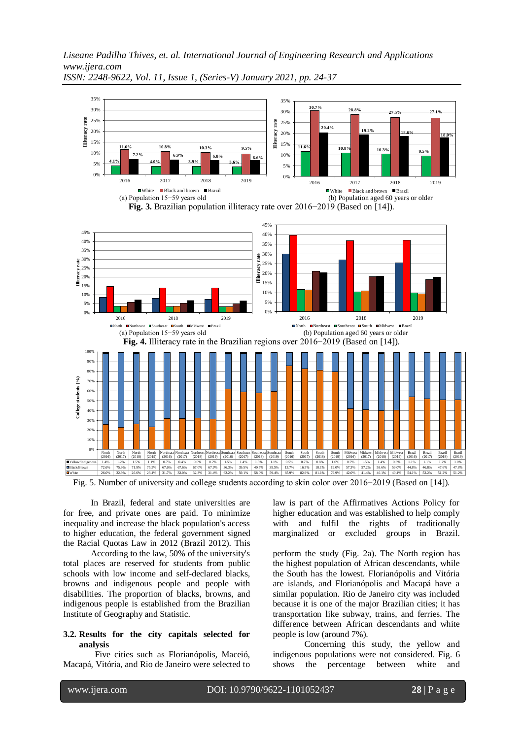Fig. 3. Brazilian population illiteracy rate over 2016−2019 (Based on [14]).

(a) Population 15−59 years old (b) Population aged 60 years or older

Fig. 4. Illiteracy rate in the Brazilian regions over 2016−2019 (Based on [14]).

(a) Population 15−59 years old (b) Population aged 60 years or older

| | North (2016) | North (2017) | North (2018) | North (2019) | Northeast (2016) | Northeast (2017) | Northeast (2018) | Northeast (2019) | Southeast (2016) | Southeast (2017) | Southeast (2018) | Southeast (2019) | South (2016) | South (2017) | South (2018) | South (2019) | Midwest (2016) | Midwest (2017) | Midwest (2018) | Midwest (2019) | Brazil (2016) | Brazil (2017) | Brazil (2018) | Brazil (2019) |
|---|---|---|---|---|---|---|---|---|---|---|---|---|---|---|---|---|---|---|---|---|---|---|---|---|
| Yellow/Indigenous | 1.4% | 1.2% | 1.5% | 1.1% | 0.7% | 0.4% | 0.6% | 0.7% | 1.5% | 1.4% | 1.5% | 1.1% | 0.5% | 0.7% | 0.8% | 1.0% | 0.7% | 1.5% | 1.4% | 0.6% | 1.1% | 1.1% | 1.2% | 1.0% |
| Black/Brown | 72.6% | 75.9% | 71.9% | 75.5% | 67.6% | 67.6% | 67.0% | 67.9% | 36.3% | 39.5% | 40.5% | 39.5% | 13.7% | 16.5% | 18.1% | 19.0% | 57.3% | 57.2% | 58.6% | 59.0% | 44.8% | 46.8% | 47.6% | 47.8% |
| White | 26.0% | 22.9% | 26.6% | 23.4% | 31.7% | 32.0% | 32.3% | 31.4% | 62.2% | 59.1% | 58.0% | 59.4% | 85.9% | 82.9% | 81.1% | 79.9% | 42.0% | 41.4% | 40.1% | 40.4% | 54.1% | 52.2% | 51.2% | 51.2% |

Fig. 5. Number of university and college students according to skin color over 2016−2019 (Based on [14]).

In Brazil, federal and state universities are for free, and private ones are paid. To minimize inequality and increase the black population's access to higher education, the federal government signed the Racial Quotas Law in 2012 (Brazil 2012). This law is part of the Affirmatives Actions Policy for higher education and was established to help comply with and fulfil the rights of traditionally marginalized or excluded groups in Brazil.

According to the law, 50% of the university's total places are reserved for students from public schools with low income and self-declared blacks, browns and indigenous people and people with disabilities. The proportion of blacks, browns, and indigenous people is established from the Brazilian Institute of Geography and Statistic.

### 3.2. Results for the city capitals selected for analysis

Five cities such as Florianópolis, Maceió, Macapá, Vitória, and Rio de Janeiro were selected to perform the study (Fig. 2a). The North region has the highest population of African descendants, while the South has the lowest. Florianópolis and Vitória are islands, and Florianópolis and Macapá have a similar population. Rio de Janeiro city was included because it is one of the major Brazilian cities; it has transportation like subway, trains, and ferries. The difference between African descendants and white people is low (around 7%).

Concerning this study, the yellow and indigenous populations were not considered. Fig. 6 shows the percentage between white and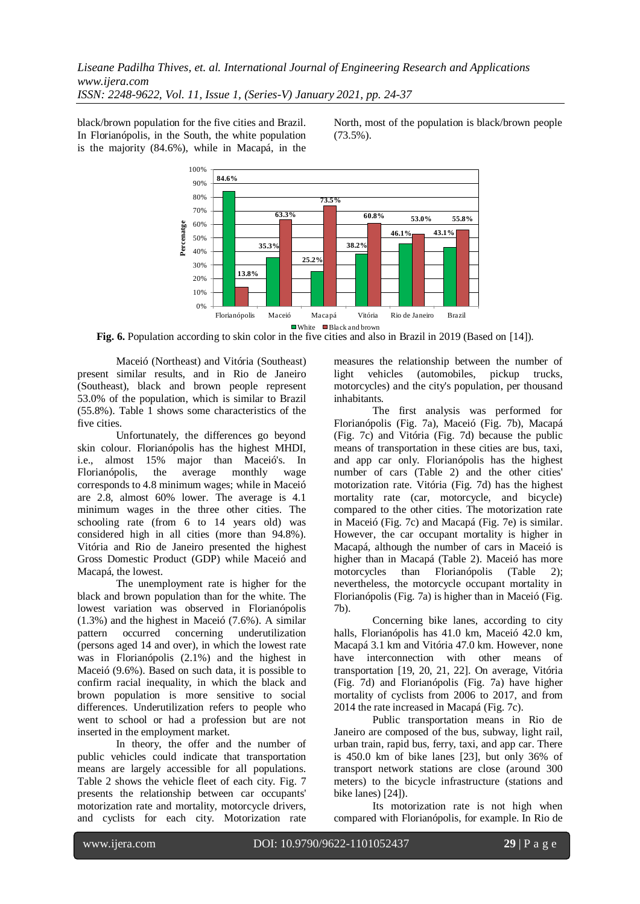black/brown population for the five cities and Brazil. In Florianópolis, in the South, the white population is the majority (84.6%), while in Macapá, in the North, most of the population is black/brown people (73.5%).

**Fig. 6.** Population according to skin color in the five cities and also in Brazil in 2019 (Based on [14]).

Maceió (Northeast) and Vitória (Southeast) present similar results, and in Rio de Janeiro (Southeast), black and brown people represent 53.0% of the population, which is similar to Brazil (55.8%). Table 1 shows some characteristics of the five cities.

Unfortunately, the differences go beyond skin colour. Florianópolis has the highest MHDI, i.e., almost 15% major than Maceió's. In Florianópolis, the average monthly wage corresponds to 4.8 minimum wages; while in Maceió are 2.8, almost 60% lower. The average is 4.1 minimum wages in the three other cities. The schooling rate (from 6 to 14 years old) was considered high in all cities (more than 94.8%). Vitória and Rio de Janeiro presented the highest Gross Domestic Product (GDP) while Maceió and Macapá, the lowest.

The unemployment rate is higher for the black and brown population than for the white. The lowest variation was observed in Florianópolis (1.3%) and the highest in Maceió (7.6%). A similar pattern occurred concerning underutilization (persons aged 14 and over), in which the lowest rate was in Florianópolis (2.1%) and the highest in Maceió (9.6%). Based on such data, it is possible to confirm racial inequality, in which the black and brown population is more sensitive to social differences. Underutilization refers to people who went to school or had a profession but are not inserted in the employment market.

In theory, the offer and the number of public vehicles could indicate that transportation means are largely accessible for all populations. Table 2 shows the vehicle fleet of each city. Fig. 7 presents the relationship between car occupants' motorization rate and mortality, motorcycle drivers, and cyclists for each city. Motorization rate measures the relationship between the number of light vehicles (automobiles, pickup trucks, motorcycles) and the city's population, per thousand inhabitants.

The first analysis was performed for Florianópolis (Fig. 7a), Maceió (Fig. 7b), Macapá (Fig. 7c) and Vitória (Fig. 7d) because the public means of transportation in these cities are bus, taxi, and app car only. Florianópolis has the highest number of cars (Table 2) and the other cities' motorization rate. Vitória (Fig. 7d) has the highest mortality rate (car, motorcycle, and bicycle) compared to the other cities. The motorization rate in Maceió (Fig. 7c) and Macapá (Fig. 7e) is similar. However, the car occupant mortality is higher in Macapá, although the number of cars in Maceió is higher than in Macapá (Table 2). Maceió has more motorcycles than Florianópolis (Table 2); nevertheless, the motorcycle occupant mortality in Florianópolis (Fig. 7a) is higher than in Maceió (Fig. 7b).

Concerning bike lanes, according to city halls, Florianópolis has 41.0 km, Maceió 42.0 km, Macapá 3.1 km and Vitória 47.0 km. However, none have interconnection with other means of transportation [19, 20, 21, 22]. On average, Vitória (Fig. 7d) and Florianópolis (Fig. 7a) have higher mortality of cyclists from 2006 to 2017, and from 2014 the rate increased in Macapá (Fig. 7c).

Public transportation means in Rio de Janeiro are composed of the bus, subway, light rail, urban train, rapid bus, ferry, taxi, and app car. There is 450.0 km of bike lanes [23], but only 36% of transport network stations are close (around 300 meters) to the bicycle infrastructure (stations and bike lanes) [24]).

Its motorization rate is not high when compared with Florianópolis, for example. In Rio de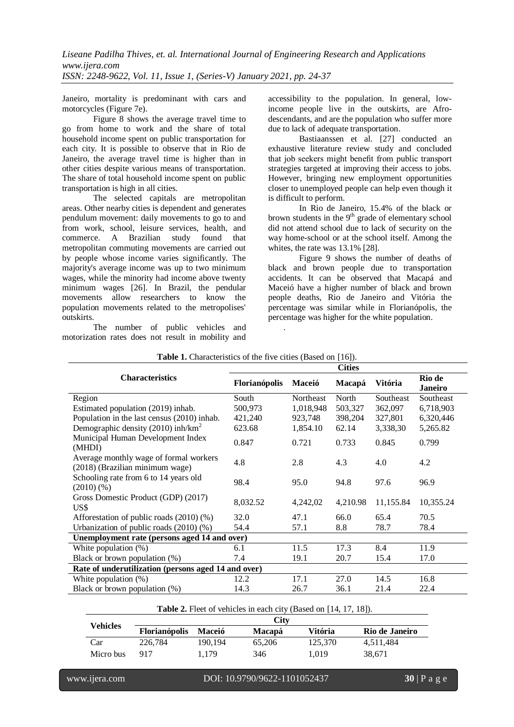Janeiro, mortality is predominant with cars and motorcycles (Figure 7e).

Figure 8 shows the average travel time to go from home to work and the share of total household income spent on public transportation for each city. It is possible to observe that in Rio de Janeiro, the average travel time is higher than in other cities despite various means of transportation. The share of total household income spent on public transportation is high in all cities.

The selected capitals are metropolitan areas. Other nearby cities is dependent and generates pendulum movement: daily movements to go to and from work, school, leisure services, health, and commerce. A Brazilian study found that metropolitan commuting movements are carried out by people whose income varies significantly. The majority's average income was up to two minimum wages, while the minority had income above twenty minimum wages [26]. In Brazil, the pendular movements allow researchers to know the population movements related to the metropolises' outskirts.

The number of public vehicles and motorization rates does not result in mobility and accessibility to the population. In general, low-income people live in the outskirts, are Afro-descendants, and are the population who suffer more due to lack of adequate transportation.

Bastiaanssen et al. [27] conducted an exhaustive literature review study and concluded that job seekers might benefit from public transport strategies targeted at improving their access to jobs. However, bringing new employment opportunities closer to unemployed people can help even though it is difficult to perform.

In Rio de Janeiro, 15.4% of the black or brown students in the 9th grade of elementary school did not attend school due to lack of security on the way home-school or at the school itself. Among the whites, the rate was 13.1% [28].

Figure 9 shows the number of deaths of black and brown people due to transportation accidents. It can be observed that Macapá and Maceió have a higher number of black and brown people deaths, Rio de Janeiro and Vitória the percentage was similar while in Florianópolis, the percentage was higher for the white population.

**Table 1.** Characteristics of the five cities (Based on [16]).

| Characteristics | Cities | | | | |
|---|---|---|---|---|---|
| | **Florianópolis** | **Maceió** | **Macapá** | **Vitória** | **Rio de Janeiro** |
| Region | South | Northeast | North | Southeast | Southeast |
| Estimated population (2019) inhab. | 500,973 | 1,018,948 | 503,327 | 362,097 | 6,718,903 |
| Population in the last census (2010) inhab. | 421,240 | 923,748 | 398,204 | 327,801 | 6,320,446 |
| Demographic density (2010) inh/km$^2$ | 623.68 | 1,854.10 | 62.14 | 3,338,30 | 5,265.82 |
| Municipal Human Development Index (MHDI) | 0.847 | 0.721 | 0.733 | 0.845 | 0.799 |
| Average monthly wage of formal workers (2018) (Brazilian minimum wage) | 4.8 | 2.8 | 4.3 | 4.0 | 4.2 |
| Schooling rate from 6 to 14 years old (2010) (%) | 98.4 | 95.0 | 94.8 | 97.6 | 96.9 |
| Gross Domestic Product (GDP) (2017) US$ | 8,032.52 | 4,242,02 | 4,210.98 | 11,155.84 | 10,355.24 |
| Afforestation of public roads (2010) (%) | 32.0 | 47.1 | 66.0 | 65.4 | 70.5 |
| Urbanization of public roads (2010) (%) | 54.4 | 57.1 | 8.8 | 78.7 | 78.4 |
| **Unemployment rate (persons aged 14 and over)** | | | | | |
| White population (%) | 6.1 | 11.5 | 17.3 | 8.4 | 11.9 |
| Black or brown population (%) | 7.4 | 19.1 | 20.7 | 15.4 | 17.0 |
| **Rate of underutilization (persons aged 14 and over)** | | | | | |
| White population (%) | 12.2 | 17.1 | 27.0 | 14.5 | 16.8 |
| Black or brown population (%) | 14.3 | 26.7 | 36.1 | 21.4 | 22.4 |

**Table 2.** Fleet of vehicles in each city (Based on [14, 17, 18]).

| Vehicles | City | | | | |
|---|---|---|---|---|---|
| | **Florianópolis** | **Maceió** | **Macapá** | **Vitória** | **Rio de Janeiro** |
| Car | 226,784 | 190,194 | 65,206 | 125,370 | 4,511,484 |
| Micro bus | 917 | 1,179 | 346 | 1,019 | 38,671 |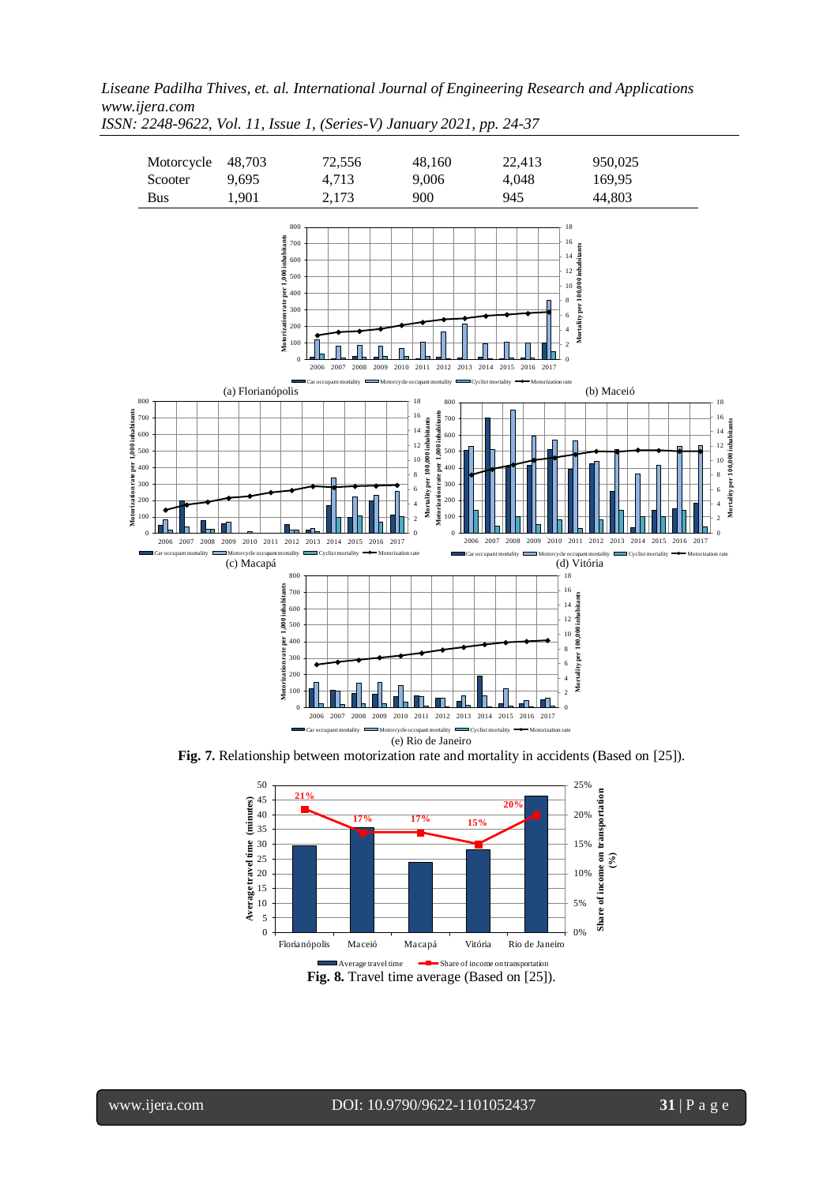| Motorcycle | 48,703 | 72,556 | 48,160 | 22,413 | 950,025 |
|---|---|---|---|---|---|
| Scooter | 9,695 | 4,713 | 9,006 | 4,048 | 169,95 |
| Bus | 1,901 | 2,173 | 900 | 945 | 44,803 |

(a) Florianópolis (b) Maceió

(c) Macapá (d) Vitória

(e) Rio de Janeiro

**Fig. 7.** Relationship between motorization rate and mortality in accidents (Based on [25]).

**Fig. 8.** Travel time average (Based on [25]).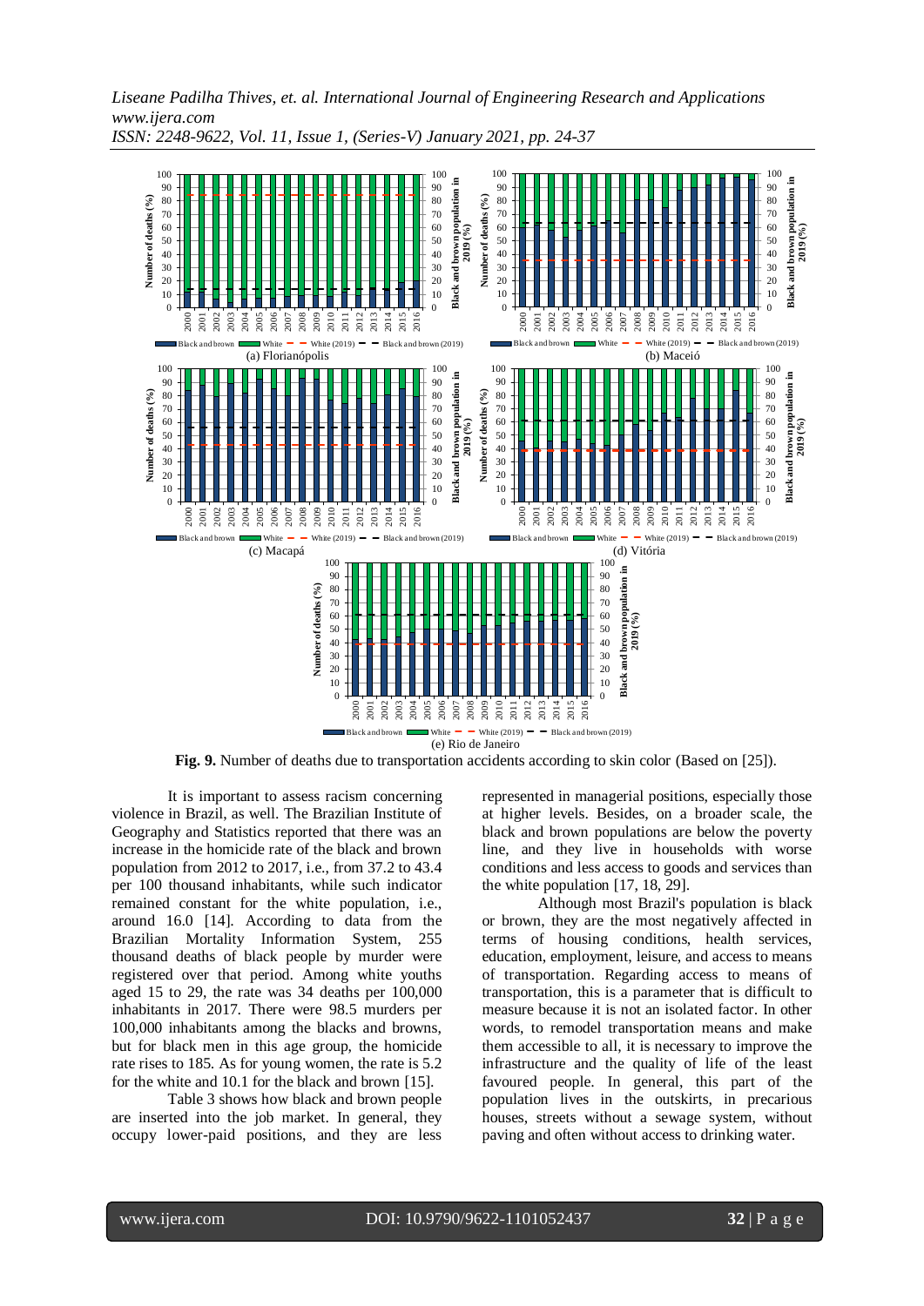**Fig. 9.** Number of deaths due to transportation accidents according to skin color (Based on [25]).

It is important to assess racism concerning violence in Brazil, as well. The Brazilian Institute of Geography and Statistics reported that there was an increase in the homicide rate of the black and brown population from 2012 to 2017, i.e., from 37.2 to 43.4 per 100 thousand inhabitants, while such indicator remained constant for the white population, i.e., around 16.0 [14]. According to data from the Brazilian Mortality Information System, 255 thousand deaths of black people by murder were registered over that period. Among white youths aged 15 to 29, the rate was 34 deaths per 100,000 inhabitants in 2017. There were 98.5 murders per 100,000 inhabitants among the blacks and browns, but for black men in this age group, the homicide rate rises to 185. As for young women, the rate is 5.2 for the white and 10.1 for the black and brown [15].

Table 3 shows how black and brown people are inserted into the job market. In general, they occupy lower-paid positions, and they are less represented in managerial positions, especially those at higher levels. Besides, on a broader scale, the black and brown populations are below the poverty line, and they live in households with worse conditions and less access to goods and services than the white population [17, 18, 29].

Although most Brazil's population is black or brown, they are the most negatively affected in terms of housing conditions, health services, education, employment, leisure, and access to means of transportation. Regarding access to means of transportation, this is a parameter that is difficult to measure because it is not an isolated factor. In other words, to remodel transportation means and make them accessible to all, it is necessary to improve the infrastructure and the quality of life of the least favoured people. In general, this part of the population lives in the outskirts, in precarious houses, streets without a sewage system, without paving and often without access to drinking water.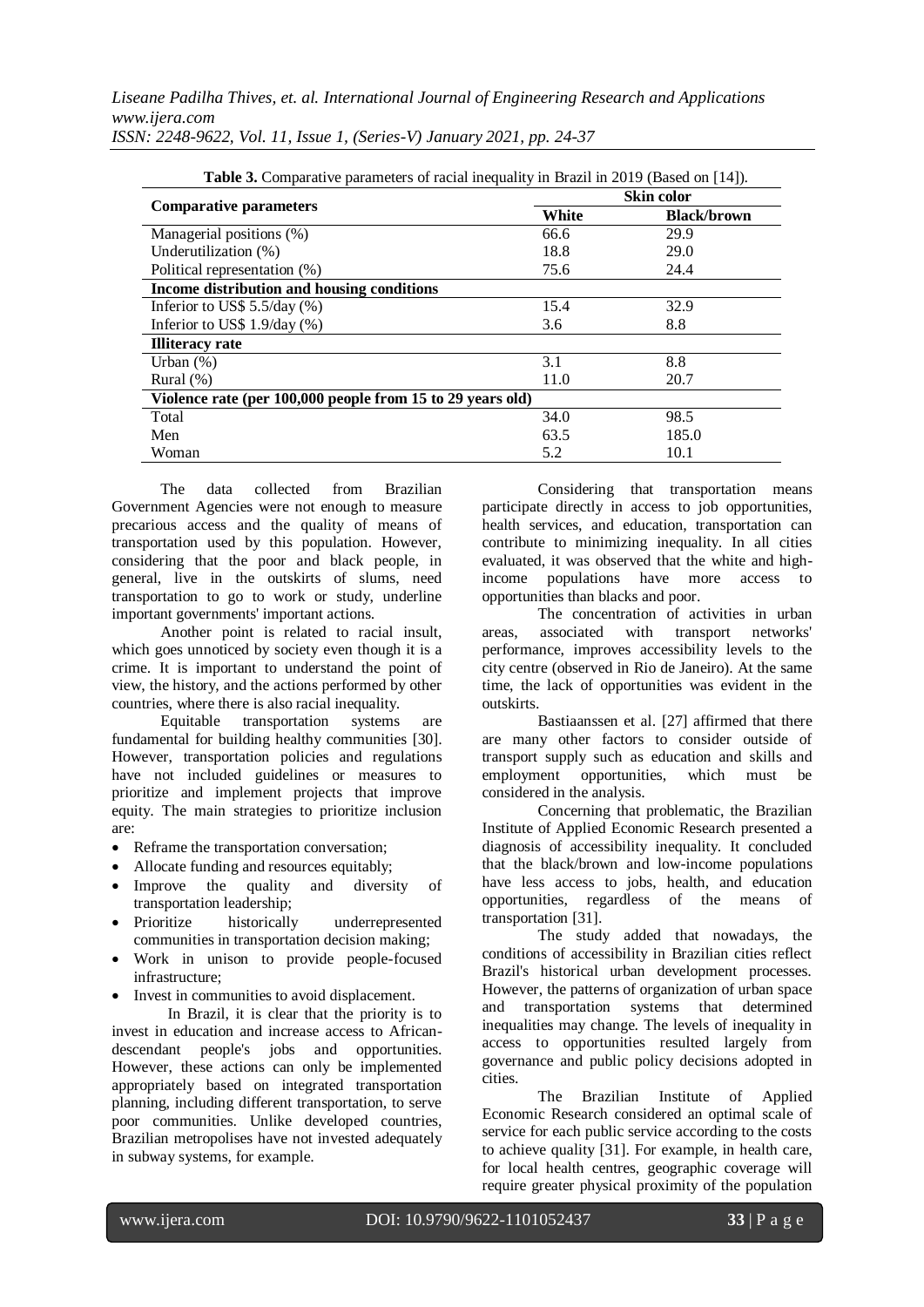**Table 3.** Comparative parameters of racial inequality in Brazil in 2019 (Based on [14]).

| Comparative parameters | Skin color | |
|---|---|---|
| | **White** | **Black/brown** |
| Managerial positions (%) | 66.6 | 29.9 |
| Underutilization (%) | 18.8 | 29.0 |
| Political representation (%) | 75.6 | 24.4 |
| **Income distribution and housing conditions** | | |
| Inferior to US$ 5.5/day (%) | 15.4 | 32.9 |
| Inferior to US$ 1.9/day (%) | 3.6 | 8.8 |
| **Illiteracy rate** | | |
| Urban (%) | 3.1 | 8.8 |
| Rural (%) | 11.0 | 20.7 |
| **Violence rate (per 100,000 people from 15 to 29 years old)** | | |
| Total | 34.0 | 98.5 |
| Men | 63.5 | 185.0 |
| Woman | 5.2 | 10.1 |

The data collected from Brazilian Government Agencies were not enough to measure precarious access and the quality of means of transportation used by this population. However, considering that the poor and black people, in general, live in the outskirts of slums, need transportation to go to work or study, underline important governments' important actions.

Another point is related to racial insult, which goes unnoticed by society even though it is a crime. It is important to understand the point of view, the history, and the actions performed by other countries, where there is also racial inequality.

Equitable transportation systems are fundamental for building healthy communities [30]. However, transportation policies and regulations have not included guidelines or measures to prioritize and implement projects that improve equity. The main strategies to prioritize inclusion are:

- Reframe the transportation conversation;
- Allocate funding and resources equitably;
- Improve the quality and diversity of transportation leadership;
- Prioritize historically underrepresented communities in transportation decision making;
- Work in unison to provide people-focused infrastructure;
- Invest in communities to avoid displacement.

In Brazil, it is clear that the priority is to invest in education and increase access to African-descendant people's jobs and opportunities. However, these actions can only be implemented appropriately based on integrated transportation planning, including different transportation, to serve poor communities. Unlike developed countries, Brazilian metropolises have not invested adequately in subway systems, for example.

Considering that transportation means participate directly in access to job opportunities, health services, and education, transportation can contribute to minimizing inequality. In all cities evaluated, it was observed that the white and high-income populations have more access to opportunities than blacks and poor.

The concentration of activities in urban areas, associated with transport networks' performance, improves accessibility levels to the city centre (observed in Rio de Janeiro). At the same time, the lack of opportunities was evident in the outskirts.

Bastiaanssen et al. [27] affirmed that there are many other factors to consider outside of transport supply such as education and skills and employment opportunities, which must be considered in the analysis.

Concerning that problematic, the Brazilian Institute of Applied Economic Research presented a diagnosis of accessibility inequality. It concluded that the black/brown and low-income populations have less access to jobs, health, and education opportunities, regardless of the means of transportation [31].

The study added that nowadays, the conditions of accessibility in Brazilian cities reflect Brazil's historical urban development processes. However, the patterns of organization of urban space and transportation systems that determined inequalities may change. The levels of inequality in access to opportunities resulted largely from governance and public policy decisions adopted in cities.

The Brazilian Institute of Applied Economic Research considered an optimal scale of service for each public service according to the costs to achieve quality [31]. For example, in health care, for local health centres, geographic coverage will require greater physical proximity of the population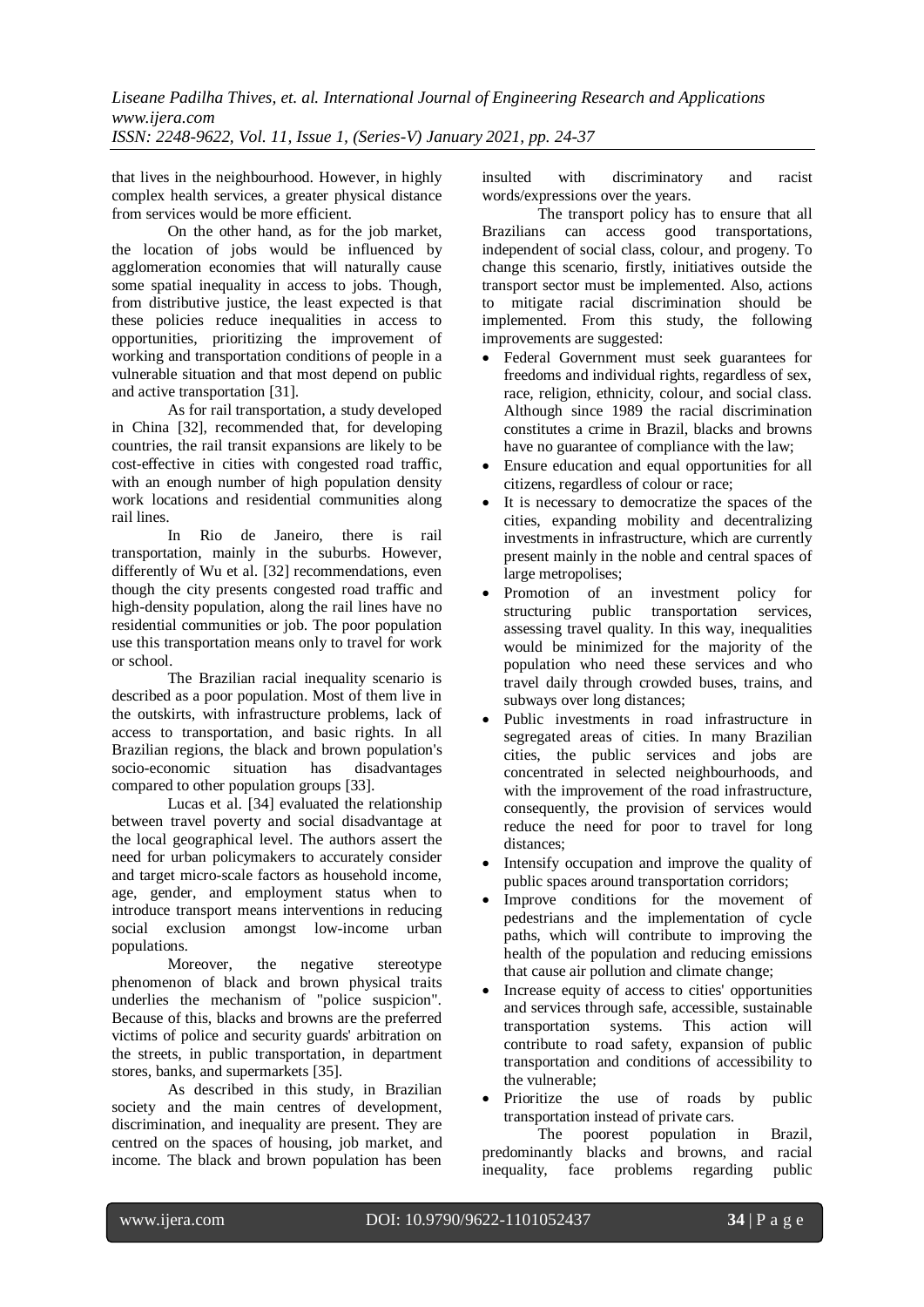that lives in the neighbourhood. However, in highly complex health services, a greater physical distance from services would be more efficient.

On the other hand, as for the job market, the location of jobs would be influenced by agglomeration economies that will naturally cause some spatial inequality in access to jobs. Though, from distributive justice, the least expected is that these policies reduce inequalities in access to opportunities, prioritizing the improvement of working and transportation conditions of people in a vulnerable situation and that most depend on public and active transportation [31].

As for rail transportation, a study developed in China [32], recommended that, for developing countries, the rail transit expansions are likely to be cost-effective in cities with congested road traffic, with an enough number of high population density work locations and residential communities along rail lines.

In Rio de Janeiro, there is rail transportation, mainly in the suburbs. However, differently of Wu et al. [32] recommendations, even though the city presents congested road traffic and high-density population, along the rail lines have no residential communities or job. The poor population use this transportation means only to travel for work or school.

The Brazilian racial inequality scenario is described as a poor population. Most of them live in the outskirts, with infrastructure problems, lack of access to transportation, and basic rights. In all Brazilian regions, the black and brown population's socio-economic situation has disadvantages compared to other population groups [33].

Lucas et al. [34] evaluated the relationship between travel poverty and social disadvantage at the local geographical level. The authors assert the need for urban policymakers to accurately consider and target micro-scale factors as household income, age, gender, and employment status when to introduce transport means interventions in reducing social exclusion amongst low-income urban populations.

Moreover, the negative stereotype phenomenon of black and brown physical traits underlies the mechanism of "police suspicion". Because of this, blacks and browns are the preferred victims of police and security guards' arbitration on the streets, in public transportation, in department stores, banks, and supermarkets [35].

As described in this study, in Brazilian society and the main centres of development, discrimination, and inequality are present. They are centred on the spaces of housing, job market, and income. The black and brown population has been insulted with discriminatory and racist words/expressions over the years.

The transport policy has to ensure that all Brazilians can access good transportations, independent of social class, colour, and progeny. To change this scenario, firstly, initiatives outside the transport sector must be implemented. Also, actions to mitigate racial discrimination should be implemented. From this study, the following improvements are suggested:

- Federal Government must seek guarantees for freedoms and individual rights, regardless of sex, race, religion, ethnicity, colour, and social class. Although since 1989 the racial discrimination constitutes a crime in Brazil, blacks and browns have no guarantee of compliance with the law;
- Ensure education and equal opportunities for all citizens, regardless of colour or race;
- It is necessary to democratize the spaces of the cities, expanding mobility and decentralizing investments in infrastructure, which are currently present mainly in the noble and central spaces of large metropolises;
- Promotion of an investment policy for structuring public transportation services, assessing travel quality. In this way, inequalities would be minimized for the majority of the population who need these services and who travel daily through crowded buses, trains, and subways over long distances;
- Public investments in road infrastructure in segregated areas of cities. In many Brazilian cities, the public services and jobs are concentrated in selected neighbourhoods, and with the improvement of the road infrastructure, consequently, the provision of services would reduce the need for poor to travel for long distances;
- Intensify occupation and improve the quality of public spaces around transportation corridors;
- Improve conditions for the movement of pedestrians and the implementation of cycle paths, which will contribute to improving the health of the population and reducing emissions that cause air pollution and climate change;
- Increase equity of access to cities' opportunities and services through safe, accessible, sustainable transportation systems. This action will contribute to road safety, expansion of public transportation and conditions of accessibility to the vulnerable;
- Prioritize the use of roads by public transportation instead of private cars.

The poorest population in Brazil, predominantly blacks and browns, and racial inequality, face problems regarding public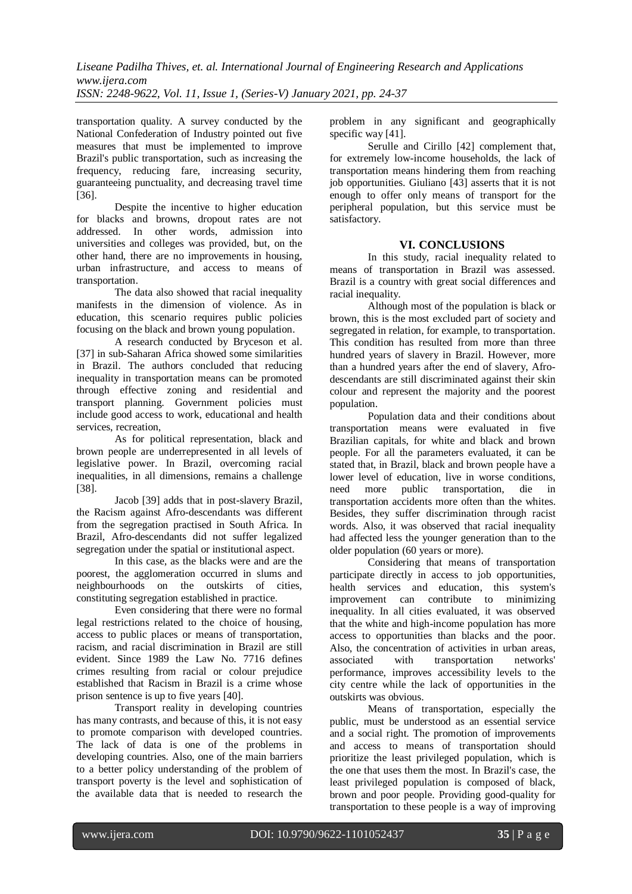transportation quality. A survey conducted by the National Confederation of Industry pointed out five measures that must be implemented to improve Brazil's public transportation, such as increasing the frequency, reducing fare, increasing security, guaranteeing punctuality, and decreasing travel time [36].

Despite the incentive to higher education for blacks and browns, dropout rates are not addressed. In other words, admission into universities and colleges was provided, but, on the other hand, there are no improvements in housing, urban infrastructure, and access to means of transportation.

The data also showed that racial inequality manifests in the dimension of violence. As in education, this scenario requires public policies focusing on the black and brown young population.

A research conducted by Bryceson et al. [37] in sub-Saharan Africa showed some similarities in Brazil. The authors concluded that reducing inequality in transportation means can be promoted through effective zoning and residential and transport planning. Government policies must include good access to work, educational and health services, recreation,

As for political representation, black and brown people are underrepresented in all levels of legislative power. In Brazil, overcoming racial inequalities, in all dimensions, remains a challenge [38].

Jacob [39] adds that in post-slavery Brazil, the Racism against Afro-descendants was different from the segregation practised in South Africa. In Brazil, Afro-descendants did not suffer legalized segregation under the spatial or institutional aspect.

In this case, as the blacks were and are the poorest, the agglomeration occurred in slums and neighbourhoods on the outskirts of cities, constituting segregation established in practice.

Even considering that there were no formal legal restrictions related to the choice of housing, access to public places or means of transportation, racism, and racial discrimination in Brazil are still evident. Since 1989 the Law No. 7716 defines crimes resulting from racial or colour prejudice established that Racism in Brazil is a crime whose prison sentence is up to five years [40].

Transport reality in developing countries has many contrasts, and because of this, it is not easy to promote comparison with developed countries. The lack of data is one of the problems in developing countries. Also, one of the main barriers to a better policy understanding of the problem of transport poverty is the level and sophistication of the available data that is needed to research the problem in any significant and geographically specific way [41].

Serulle and Cirillo [42] complement that, for extremely low-income households, the lack of transportation means hindering them from reaching job opportunities. Giuliano [43] asserts that it is not enough to offer only means of transport for the peripheral population, but this service must be satisfactory.

## VI. CONCLUSIONS

In this study, racial inequality related to means of transportation in Brazil was assessed. Brazil is a country with great social differences and racial inequality.

Although most of the population is black or brown, this is the most excluded part of society and segregated in relation, for example, to transportation. This condition has resulted from more than three hundred years of slavery in Brazil. However, more than a hundred years after the end of slavery, Afro-descendants are still discriminated against their skin colour and represent the majority and the poorest population.

Population data and their conditions about transportation means were evaluated in five Brazilian capitals, for white and black and brown people. For all the parameters evaluated, it can be stated that, in Brazil, black and brown people have a lower level of education, live in worse conditions, need more public transportation, die in transportation accidents more often than the whites. Besides, they suffer discrimination through racist words. Also, it was observed that racial inequality had affected less the younger generation than to the older population (60 years or more).

Considering that means of transportation participate directly in access to job opportunities, health services and education, this system's improvement can contribute to minimizing inequality. In all cities evaluated, it was observed that the white and high-income population has more access to opportunities than blacks and the poor. Also, the concentration of activities in urban areas, associated with transportation networks' performance, improves accessibility levels to the city centre while the lack of opportunities in the outskirts was obvious.

Means of transportation, especially the public, must be understood as an essential service and a social right. The promotion of improvements and access to means of transportation should prioritize the least privileged population, which is the one that uses them the most. In Brazil's case, the least privileged population is composed of black, brown and poor people. Providing good-quality for transportation to these people is a way of improving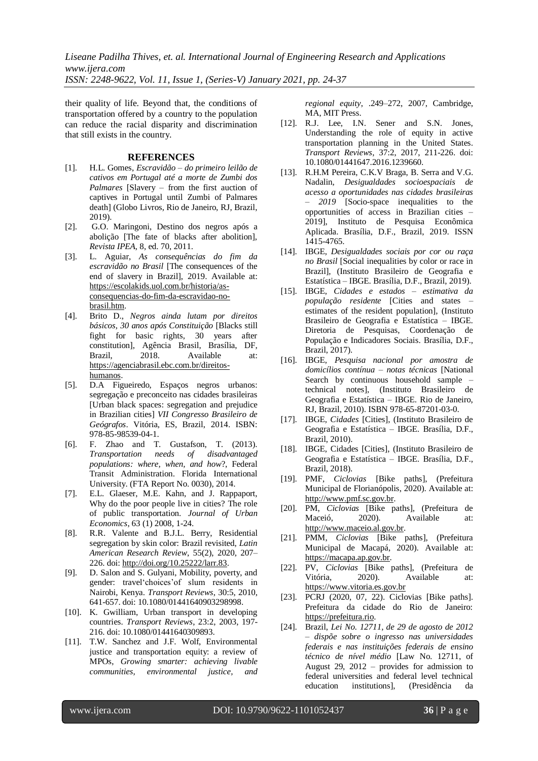their quality of life. Beyond that, the conditions of transportation offered by a country to the population can reduce the racial disparity and discrimination that still exists in the country.

## REFERENCES

[1]. H.L. Gomes, *Escravidão – do primeiro leilão de cativos em Portugal até a morte de Zumbi dos Palmares* [Slavery – from the first auction of captives in Portugal until Zumbi of Palmares death] (Globo Livros, Rio de Janeiro, RJ, Brazil, 2019).

[2]. G.O. Maringoni, Destino dos negros após a abolição [The fate of blacks after abolition], *Revista IPEA*, 8, ed. 70, 2011.

[3]. L. Aguiar, *As consequências do fim da escravidão no Brasil* [The consequences of the end of slavery in Brazil], 2019. Available at: https://escolakids.uol.com.br/historia/as-consequencias-do-fim-da-escravidao-no-brasil.htm.

[4]. Brito D., *Negros ainda lutam por direitos básicos, 30 anos após Constituição* [Blacks still fight for basic rights, 30 years after constitution], Agência Brasil, Brasília, DF, Brazil, 2018. Available at: https://agenciabrasil.ebc.com.br/direitos-humanos.

[5]. D.A Figueiredo, Espaços negros urbanos: segregação e preconceito nas cidades brasileiras [Urban black spaces: segregation and prejudice in Brazilian cities] *VII Congresso Brasileiro de Geógrafos*. Vitória, ES, Brazil, 2014. ISBN: 978-85-98539-04-1.

[6]. F. Zhao and T. Gustafson, T. (2013). *Transportation needs of disadvantaged populations: where, when, and how*?, Federal Transit Administration. Florida International University. (FTA Report No. 0030), 2014.

[7]. E.L. Glaeser, M.E. Kahn, and J. Rappaport, Why do the poor people live in cities? The role of public transportation. *Journal of Urban Economics*, 63 (1) 2008, 1-24.

[8]. R.R. Valente and B.J.L. Berry, Residential segregation by skin color: Brazil revisited, *Latin American Research Review*, 55(2), 2020, 207–226. doi: http://doi.org/10.25222/larr.83.

[9]. D. Salon and S. Gulyani, Mobility, poverty, and gender: travel'choices'of slum residents in Nairobi, Kenya. *Transport Reviews*, 30:5, 2010, 641-657. doi: 10.1080/01441640903298998.

[10]. K. Gwilliam, Urban transport in developing countries. *Transport Reviews*, 23:2, 2003, 197-216. doi: 10.1080/01441640309893.

[11]. T.W. Sanchez and J.F. Wolf, Environmental justice and transportation equity: a review of MPOs, *Growing smarter: achieving livable communities, environmental justice, and regional equity*, .249–272, 2007, Cambridge, MA, MIT Press.

[12]. R.J. Lee, I.N. Sener and S.N. Jones, Understanding the role of equity in active transportation planning in the United States. *Transport Reviews*, 37:2, 2017, 211-226. doi: 10.1080/01441647.2016.1239660.

[13]. R.H.M Pereira, C.K.V Braga, B. Serra and V.G. Nadalin, *Desigualdades socioespaciais de acesso a oportunidades nas cidades brasileiras – 2019* [Socio-space inequalities to the opportunities of access in Brazilian cities – 2019], Instituto de Pesquisa Econômica Aplicada. Brasília, D.F., Brazil, 2019. ISSN 1415-4765.

[14]. IBGE, *Desigualdades sociais por cor ou raça no Brasil* [Social inequalities by color or race in Brazil], (Instituto Brasileiro de Geografia e Estatística – IBGE. Brasília, D.F., Brazil, 2019).

[15]. IBGE, *Cidades e estados – estimativa da população residente* [Cities and states – estimates of the resident population], (Instituto Brasileiro de Geografia e Estatística – IBGE. Diretoria de Pesquisas, Coordenação de População e Indicadores Sociais. Brasília, D.F., Brazil, 2017).

[16]. IBGE, *Pesquisa nacional por amostra de domicílios contínua – notas técnicas* [National Search by continuous household sample – technical notes], (Instituto Brasileiro de Geografia e Estatística – IBGE. Rio de Janeiro, RJ, Brazil, 2010). ISBN 978-65-87201-03-0.

[17]. IBGE, *Cidades* [Cities], (Instituto Brasileiro de Geografia e Estatística – IBGE. Brasília, D.F., Brazil, 2010).

[18]. IBGE, Cidades [Cities], (Instituto Brasileiro de Geografia e Estatística – IBGE. Brasília, D.F., Brazil, 2018).

[19]. PMF, *Ciclovias* [Bike paths], (Prefeitura Municipal de Florianópolis, 2020). Available at: http://www.pmf.sc.gov.br.

[20]. PM, *Ciclovias* [Bike paths], (Prefeitura de Maceió, 2020). Available at: http://www.maceio.al.gov.br.

[21]. PMM, *Ciclovias* [Bike paths], (Prefeitura Municipal de Macapá, 2020). Available at: https://macapa.ap.gov.br.

[22]. PV, *Ciclovias* [Bike paths], (Prefeitura de Vitória, 2020). Available at: https://www.vitoria.es.gov.br

[23]. PCRJ (2020, 07, 22). Ciclovias [Bike paths]. Prefeitura da cidade do Rio de Janeiro: https://prefeitura.rio.

[24]. Brasil, *Lei No. 12711, de 29 de agosto de 2012 – dispõe sobre o ingresso nas universidades federais e nas instituições federais de ensino técnico de nível médio* [Law No. 12711, of August 29, 2012 – provides for admission to federal universities and federal level technical education institutions], (Presidência da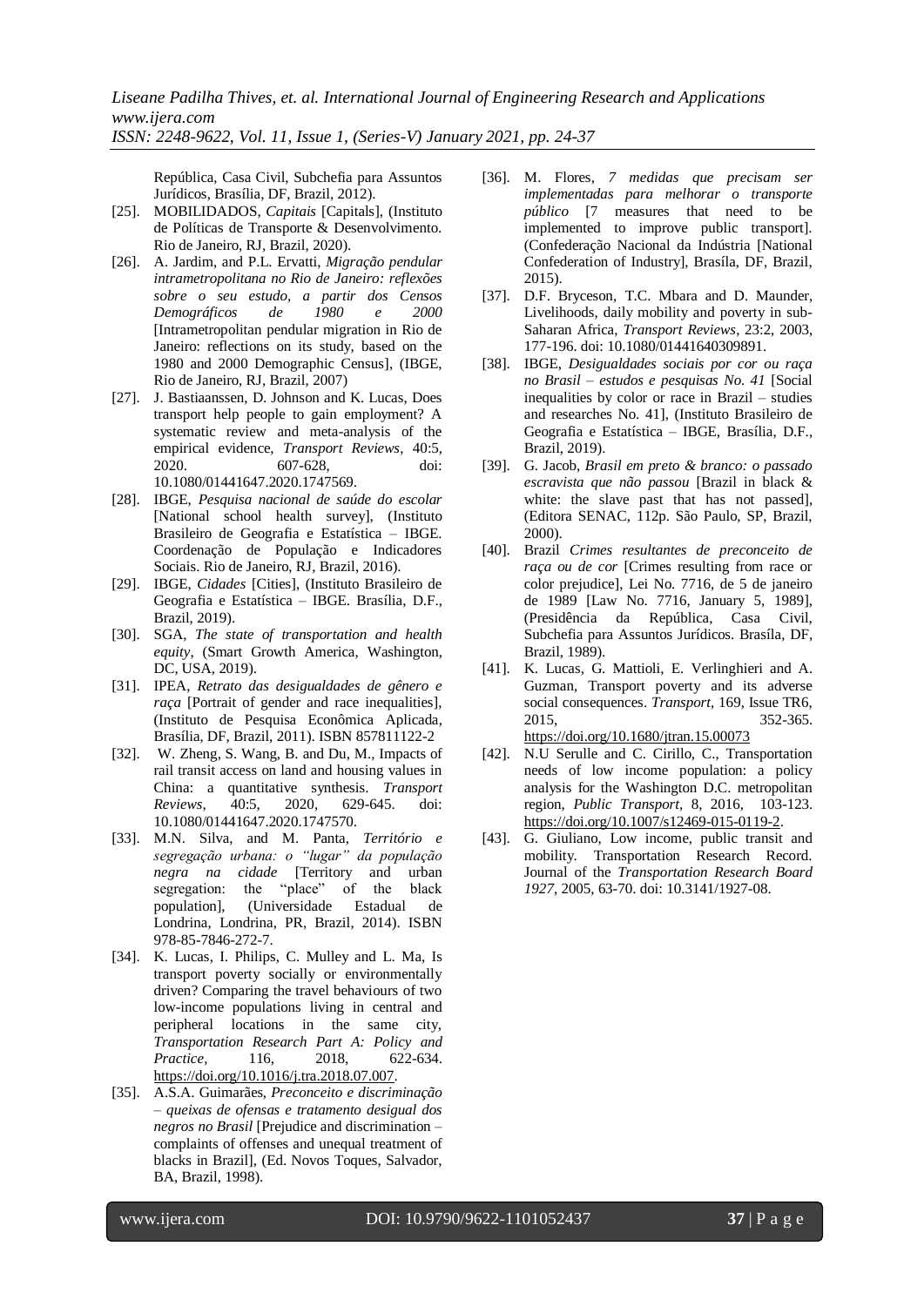República, Casa Civil, Subchefia para Assuntos Jurídicos, Brasília, DF, Brazil, 2012).

[25]. MOBILIDADOS, *Capitais* [Capitals], (Instituto de Políticas de Transporte & Desenvolvimento. Rio de Janeiro, RJ, Brazil, 2020).

[26]. A. Jardim, and P.L. Ervatti, *Migração pendular intrametropolitana no Rio de Janeiro: reflexões sobre o seu estudo, a partir dos Censos Demográficos de 1980 e 2000* [Intrametropolitan pendular migration in Rio de Janeiro: reflections on its study, based on the 1980 and 2000 Demographic Census], (IBGE, Rio de Janeiro, RJ, Brazil, 2007)

[27]. J. Bastiaanssen, D. Johnson and K. Lucas, Does transport help people to gain employment? A systematic review and meta-analysis of the empirical evidence, *Transport Reviews*, 40:5, 2020. 607-628, doi: 10.1080/01441647.2020.1747569.

[28]. IBGE, *Pesquisa nacional de saúde do escolar* [National school health survey], (Instituto Brasileiro de Geografia e Estatística – IBGE. Coordenação de População e Indicadores Sociais. Rio de Janeiro, RJ, Brazil, 2016).

[29]. IBGE, *Cidades* [Cities], (Instituto Brasileiro de Geografia e Estatística – IBGE. Brasília, D.F., Brazil, 2019).

[30]. SGA, *The state of transportation and health equity*, (Smart Growth America, Washington, DC, USA, 2019).

[31]. IPEA, *Retrato das desigualdades de gênero e raça* [Portrait of gender and race inequalities], (Instituto de Pesquisa Econômica Aplicada, Brasília, DF, Brazil, 2011). ISBN 857811122-2

[32]. W. Zheng, S. Wang, B. and Du, M., Impacts of rail transit access on land and housing values in China: a quantitative synthesis. *Transport Reviews*, 40:5, 2020, 629-645. doi: 10.1080/01441647.2020.1747570.

[33]. M.N. Silva, and M. Panta, *Território e segregação urbana: o "lugar" da população negra na cidade* [Territory and urban segregation: the "place" of the black population], (Universidade Estadual de Londrina, Londrina, PR, Brazil, 2014). ISBN 978-85-7846-272-7.

[34]. K. Lucas, I. Philips, C. Mulley and L. Ma, Is transport poverty socially or environmentally driven? Comparing the travel behaviours of two low-income populations living in central and peripheral locations in the same city, *Transportation Research Part A: Policy and Practice*, 116, 2018, 622-634. https://doi.org/10.1016/j.tra.2018.07.007.

[35]. A.S.A. Guimarães, *Preconceito e discriminação – queixas de ofensas e tratamento desigual dos negros no Brasil* [Prejudice and discrimination – complaints of offenses and unequal treatment of blacks in Brazil], (Ed. Novos Toques, Salvador, BA, Brazil, 1998).

[36]. M. Flores, *7 medidas que precisam ser implementadas para melhorar o transporte público* [7 measures that need to be implemented to improve public transport]. (Confederação Nacional da Indústria [National Confederation of Industry], Brasíla, DF, Brazil, 2015).

[37]. D.F. Bryceson, T.C. Mbara and D. Maunder, Livelihoods, daily mobility and poverty in sub-Saharan Africa, *Transport Reviews*, 23:2, 2003, 177-196. doi: 10.1080/01441640309891.

[38]. IBGE, *Desigualdades sociais por cor ou raça no Brasil – estudos e pesquisas No. 41* [Social inequalities by color or race in Brazil – studies and researches No. 41], (Instituto Brasileiro de Geografia e Estatística – IBGE, Brasília, D.F., Brazil, 2019).

[39]. G. Jacob, *Brasil em preto & branco: o passado escravista que não passou* [Brazil in black & white: the slave past that has not passed], (Editora SENAC, 112p. São Paulo, SP, Brazil, 2000).

[40]. Brazil *Crimes resultantes de preconceito de raça ou de cor* [Crimes resulting from race or color prejudice], Lei No. 7716, de 5 de janeiro de 1989 [Law No. 7716, January 5, 1989], (Presidência da República, Casa Civil, Subchefia para Assuntos Jurídicos. Brasíla, DF, Brazil, 1989).

[41]. K. Lucas, G. Mattioli, E. Verlinghieri and A. Guzman, Transport poverty and its adverse social consequences. *Transport*, 169, Issue TR6, 2015, 352-365. https://doi.org/10.1680/jtran.15.00073

[42]. N.U Serulle and C. Cirillo, C., Transportation needs of low income population: a policy analysis for the Washington D.C. metropolitan region, *Public Transport*, 8, 2016, 103-123. https://doi.org/10.1007/s12469-015-0119-2.

[43]. G. Giuliano, Low income, public transit and mobility. Transportation Research Record. Journal of the *Transportation Research Board 1927*, 2005, 63-70. doi: 10.3141/1927-08.